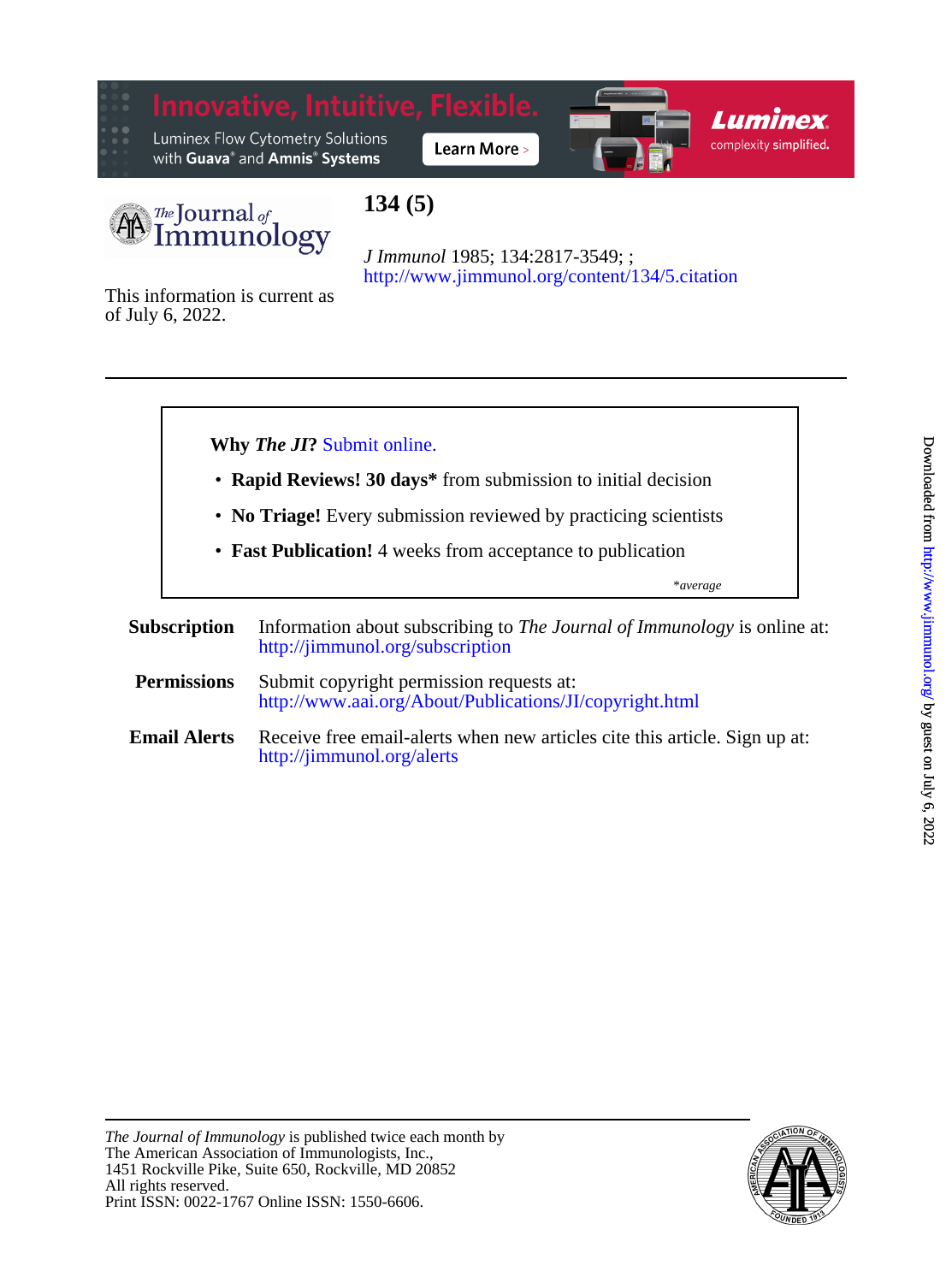# 134 (5)

*J Immunol* 1985; 134:2817-3549; ;
http://www.jimmunol.org/content/134/5.citation

This information is current as of July 6, 2022.

---

**Why *The JI*?** Submit online.

- **Rapid Reviews! 30 days*** from submission to initial decision
- **No Triage!** Every submission reviewed by practicing scientists
- **Fast Publication!** 4 weeks from acceptance to publication

*\*average*

**Subscription** Information about subscribing to *The Journal of Immunology* is online at: http://jimmunol.org/subscription

**Permissions** Submit copyright permission requests at: http://www.aai.org/About/Publications/JI/copyright.html

**Email Alerts** Receive free email-alerts when new articles cite this article. Sign up at: http://jimmunol.org/alerts

---

*The Journal of Immunology* is published twice each month by
The American Association of Immunologists, Inc.,
1451 Rockville Pike, Suite 650, Rockville, MD 20852
All rights reserved.
Print ISSN: 0022-1767 Online ISSN: 1550-6606.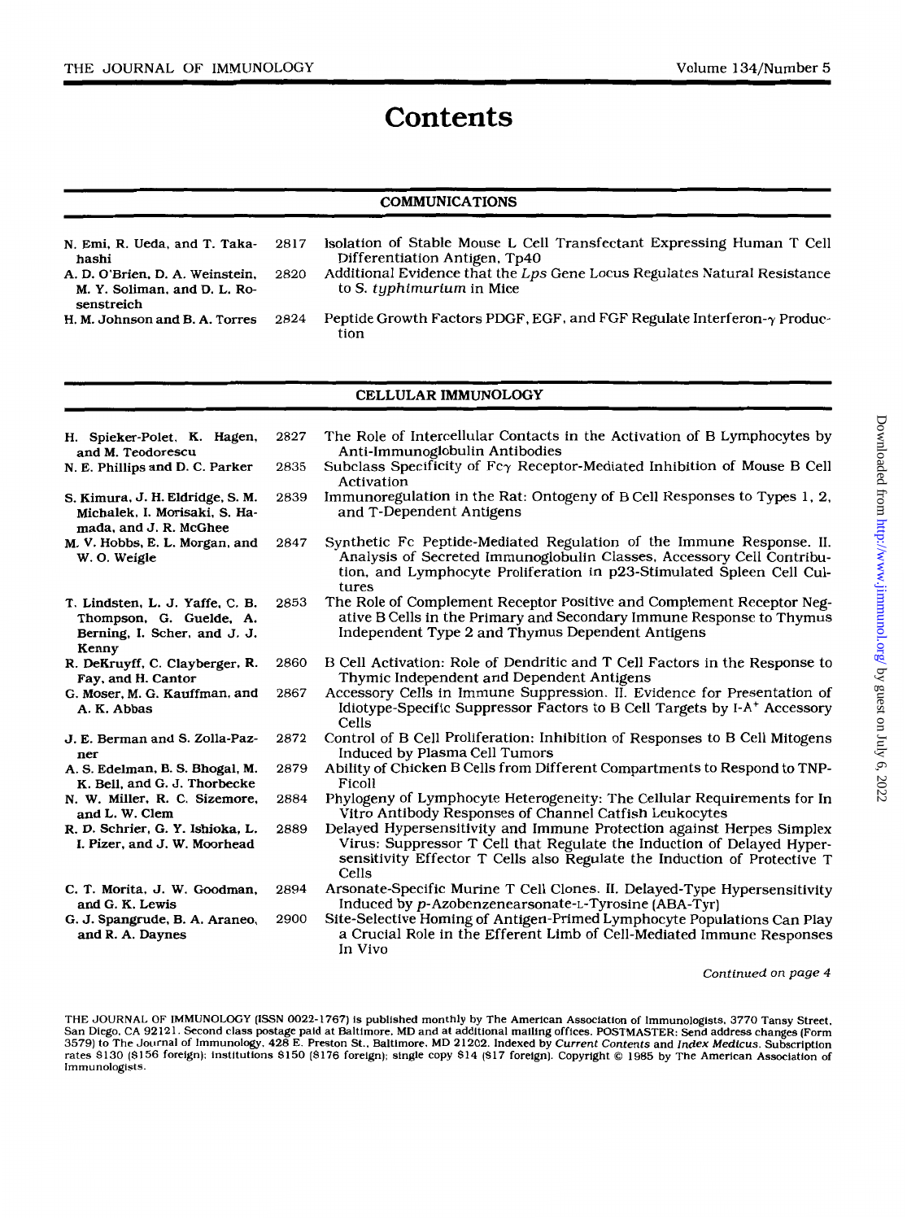# Contents

## COMMUNICATIONS

| | | |
|---|---|---|
| N. Emi, R. Ueda, and T. Takahashi | 2817 | Isolation of Stable Mouse L Cell Transfectant Expressing Human T Cell Differentiation Antigen, Tp40 |
| A. D. O'Brien, D. A. Weinstein, M. Y. Soliman, and D. L. Rosenstreich | 2820 | Additional Evidence that the *Lps* Gene Locus Regulates Natural Resistance to *S. typhimurium* in Mice |
| H. M. Johnson and B. A. Torres | 2824 | Peptide Growth Factors PDGF, EGF, and FGF Regulate Interferon-$\gamma$ Production |

## CELLULAR IMMUNOLOGY

| | | |
|---|---|---|
| H. Spieker-Polet, K. Hagen, and M. Teodorescu | 2827 | The Role of Intercellular Contacts in the Activation of B Lymphocytes by Anti-Immunoglobulin Antibodies |
| N. E. Phillips and D. C. Parker | 2835 | Subclass Specificity of Fc$\gamma$ Receptor-Mediated Inhibition of Mouse B Cell Activation |
| S. Kimura, J. H. Eldridge, S. M. Michalek, I. Morisaki, S. Hamada, and J. R. McGhee | 2839 | Immunoregulation in the Rat: Ontogeny of B Cell Responses to Types 1, 2, and T-Dependent Antigens |
| M. V. Hobbs, E. L. Morgan, and W. O. Weigle | 2847 | Synthetic Fc Peptide-Mediated Regulation of the Immune Response. II. Analysis of Secreted Immunoglobulin Classes, Accessory Cell Contributions, and Lymphocyte Proliferation in p23-Stimulated Spleen Cell Cultures |
| T. Lindsten, L. J. Yaffe, C. B. Thompson, G. Guelde, A. Berning, I. Scher, and J. J. Kenny | 2853 | The Role of Complement Receptor Positive and Complement Receptor Negative B Cells in the Primary and Secondary Immune Response to Thymus Independent Type 2 and Thymus Dependent Antigens |
| R. DeKruyff, C. Clayberger, R. Fay, and H. Cantor | 2860 | B Cell Activation: Role of Dendritic and T Cell Factors in the Response to Thymic Independent and Dependent Antigens |
| G. Moser, M. G. Kauffman, and A. K. Abbas | 2867 | Accessory Cells in Immune Suppression. II. Evidence for Presentation of Idiotype-Specific Suppressor Factors to B Cell Targets by I-A$^+$ Accessory Cells |
| J. E. Berman and S. Zolla-Pazner | 2872 | Control of B Cell Proliferation: Inhibition of Responses to B Cell Mitogens Induced by Plasma Cell Tumors |
| A. S. Edelman, B. S. Bhogal, M. K. Bell, and G. J. Thorbecke | 2879 | Ability of Chicken B Cells from Different Compartments to Respond to TNP-Ficoll |
| N. W. Miller, R. C. Sizemore, and L. W. Clem | 2884 | Phylogeny of Lymphocyte Heterogeneity: The Cellular Requirements for In Vitro Antibody Responses of Channel Catfish Leukocytes |
| R. D. Schrier, G. Y. Ishioka, L. I. Pizer, and J. W. Moorhead | 2889 | Delayed Hypersensitivity and Immune Protection against Herpes Simplex Virus: Suppressor T Cell that Regulate the Induction of Delayed Hypersensitivity Effector T Cells also Regulate the Induction of Protective T Cells |
| C. T. Morita, J. W. Goodman, and G. K. Lewis | 2894 | Arsonate-Specific Murine T Cell Clones. II. Delayed-Type Hypersensitivity Induced by *p*-Azobenzenearsonate-L-Tyrosine (ABA-Tyr) |
| G. J. Spangrude, B. A. Araneo, and R. A. Daynes | 2900 | Site-Selective Homing of Antigen-Primed Lymphocyte Populations Can Play a Crucial Role in the Efferent Limb of Cell-Mediated Immune Responses In Vivo |

*Continued on page 4*

THE JOURNAL OF IMMUNOLOGY (ISSN 0022-1767) is published monthly by The American Association of Immunologists, 3770 Tansy Street, San Diego, CA 92121. Second class postage paid at Baltimore, MD and at additional mailing offices. POSTMASTER: Send address changes (Form 3579) to The Journal of Immunology, 428 E. Preston St., Baltimore, MD 21202. Indexed by *Current Contents* and *Index Medicus*. Subscription rates $130 ($156 foreign); institutions $150 ($176 foreign); single copy $14 ($17 foreign). Copyright © 1985 by The American Association of Immunologists.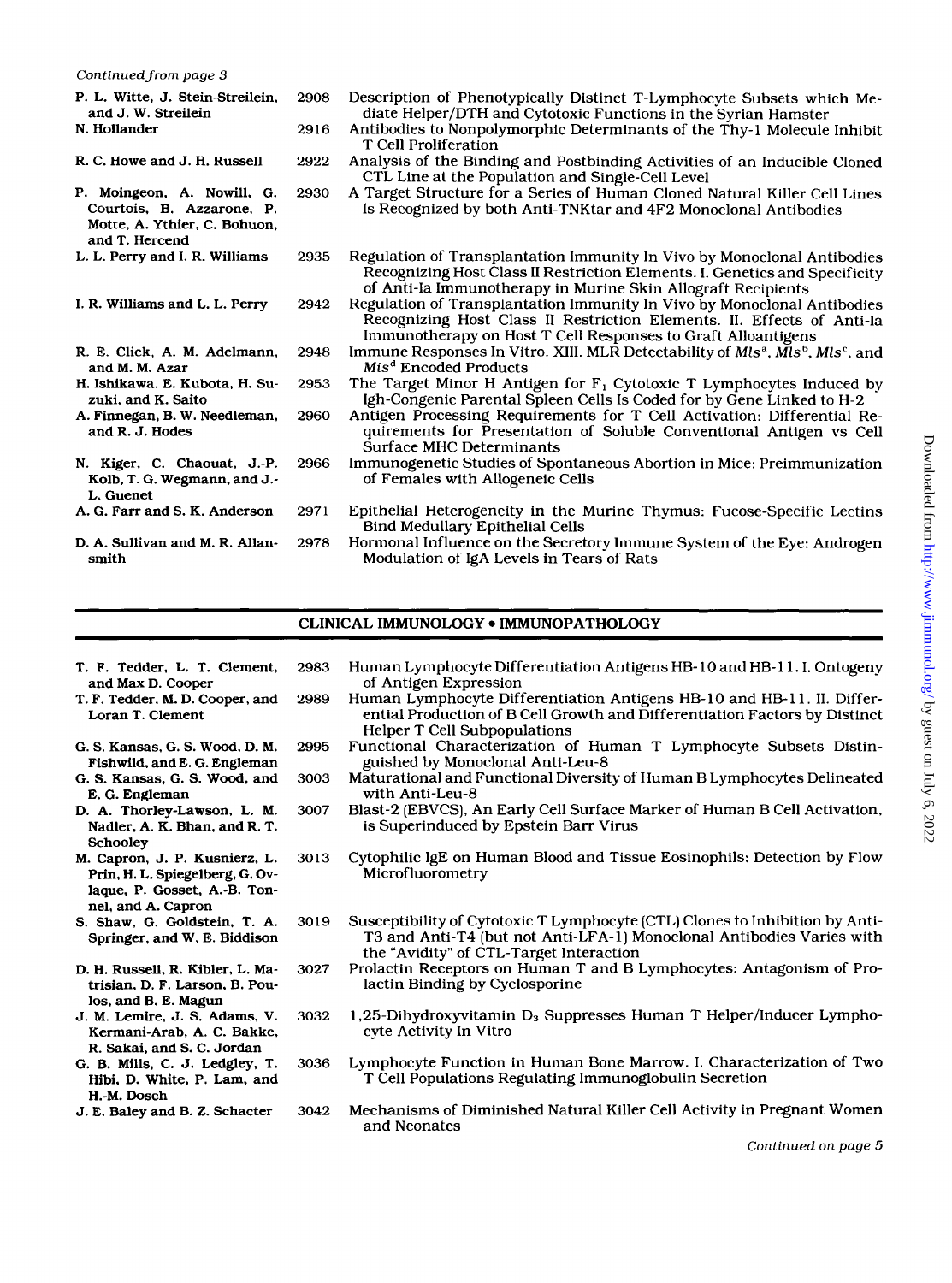*Continued from page 3*

| | | |
|---|---|---|
| P. L. Witte, J. Stein-Streilein, and J. W. Streilein | 2908 | Description of Phenotypically Distinct T-Lymphocyte Subsets which Mediate Helper/DTH and Cytotoxic Functions in the Syrian Hamster |
| N. Hollander | 2916 | Antibodies to Nonpolymorphic Determinants of the Thy-1 Molecule Inhibit T Cell Proliferation |
| R. C. Howe and J. H. Russell | 2922 | Analysis of the Binding and Postbinding Activities of an Inducible Cloned CTL Line at the Population and Single-Cell Level |
| P. Moingeon, A. Nowill, G. Courtois, B. Azzarone, P. Motte, A. Ythier, C. Bohuon, and T. Hercend | 2930 | A Target Structure for a Series of Human Cloned Natural Killer Cell Lines Is Recognized by both Anti-TNKtar and 4F2 Monoclonal Antibodies |
| L. L. Perry and I. R. Williams | 2935 | Regulation of Transplantation Immunity In Vivo by Monoclonal Antibodies Recognizing Host Class II Restriction Elements. I. Genetics and Specificity of Anti-Ia Immunotherapy in Murine Skin Allograft Recipients |
| I. R. Williams and L. L. Perry | 2942 | Regulation of Transplantation Immunity In Vivo by Monoclonal Antibodies Recognizing Host Class II Restriction Elements. II. Effects of Anti-Ia Immunotherapy on Host T Cell Responses to Graft Alloantigens |
| R. E. Click, A. M. Adelmann, and M. M. Azar | 2948 | Immune Responses In Vitro. XIII. MLR Detectability of *Mls*$^{a}$, *Mls*$^{b}$, *Mls*$^{c}$, and *Mls*$^{d}$ Encoded Products |
| H. Ishikawa, E. Kubota, H. Suzuki, and K. Saito | 2953 | The Target Minor H Antigen for $F_1$ Cytotoxic T Lymphocytes Induced by Igh-Congenic Parental Spleen Cells Is Coded for by Gene Linked to H-2 |
| A. Finnegan, B. W. Needleman, and R. J. Hodes | 2960 | Antigen Processing Requirements for T Cell Activation: Differential Requirements for Presentation of Soluble Conventional Antigen vs Cell Surface MHC Determinants |
| N. Kiger, C. Chaouat, J.-P. Kolb, T. G. Wegmann, and J.-L. Guenet | 2966 | Immunogenetic Studies of Spontaneous Abortion in Mice: Preimmunization of Females with Allogeneic Cells |
| A. G. Farr and S. K. Anderson | 2971 | Epithelial Heterogeneity in the Murine Thymus: Fucose-Specific Lectins Bind Medullary Epithelial Cells |
| D. A. Sullivan and M. R. Allansmith | 2978 | Hormonal Influence on the Secretory Immune System of the Eye: Androgen Modulation of IgA Levels in Tears of Rats |

## CLINICAL IMMUNOLOGY • IMMUNOPATHOLOGY

| | | |
|---|---|---|
| T. F. Tedder, L. T. Clement, and Max D. Cooper | 2983 | Human Lymphocyte Differentiation Antigens HB-10 and HB-11. I. Ontogeny of Antigen Expression |
| T. F. Tedder, M. D. Cooper, and Loran T. Clement | 2989 | Human Lymphocyte Differentiation Antigens HB-10 and HB-11. II. Differential Production of B Cell Growth and Differentiation Factors by Distinct Helper T Cell Subpopulations |
| G. S. Kansas, G. S. Wood, D. M. Fishwild, and E. G. Engleman | 2995 | Functional Characterization of Human T Lymphocyte Subsets Distinguished by Monoclonal Anti-Leu-8 |
| G. S. Kansas, G. S. Wood, and E. G. Engleman | 3003 | Maturational and Functional Diversity of Human B Lymphocytes Delineated with Anti-Leu-8 |
| D. A. Thorley-Lawson, L. M. Nadler, A. K. Bhan, and R. T. Schooley | 3007 | Blast-2 (EBVCS), An Early Cell Surface Marker of Human B Cell Activation, is Superinduced by Epstein Barr Virus |
| M. Capron, J. P. Kusnierz, L. Prin, H. L. Spiegelberg, G. Ovlaque, P. Gosset, A.-B. Tonnel, and A. Capron | 3013 | Cytophilic IgE on Human Blood and Tissue Eosinophils: Detection by Flow Microfluorometry |
| S. Shaw, G. Goldstein, T. A. Springer, and W. E. Biddison | 3019 | Susceptibility of Cytotoxic T Lymphocyte (CTL) Clones to Inhibition by Anti-T3 and Anti-T4 (but not Anti-LFA-1) Monoclonal Antibodies Varies with the "Avidity" of CTL-Target Interaction |
| D. H. Russell, R. Kibler, L. Matrisian, D. F. Larson, B. Poulos, and B. E. Magun | 3027 | Prolactin Receptors on Human T and B Lymphocytes: Antagonism of Prolactin Binding by Cyclosporine |
| J. M. Lemire, J. S. Adams, V. Kermani-Arab, A. C. Bakke, R. Sakai, and S. C. Jordan | 3032 | 1,25-Dihydroxyvitamin $D_3$ Suppresses Human T Helper/Inducer Lymphocyte Activity In Vitro |
| G. B. Mills, C. J. Ledgley, T. Hibi, D. White, P. Lam, and H.-M. Dosch | 3036 | Lymphocyte Function in Human Bone Marrow. I. Characterization of Two T Cell Populations Regulating Immunoglobulin Secretion |
| J. E. Baley and B. Z. Schacter | 3042 | Mechanisms of Diminished Natural Killer Cell Activity in Pregnant Women and Neonates |

*Continued on page 5*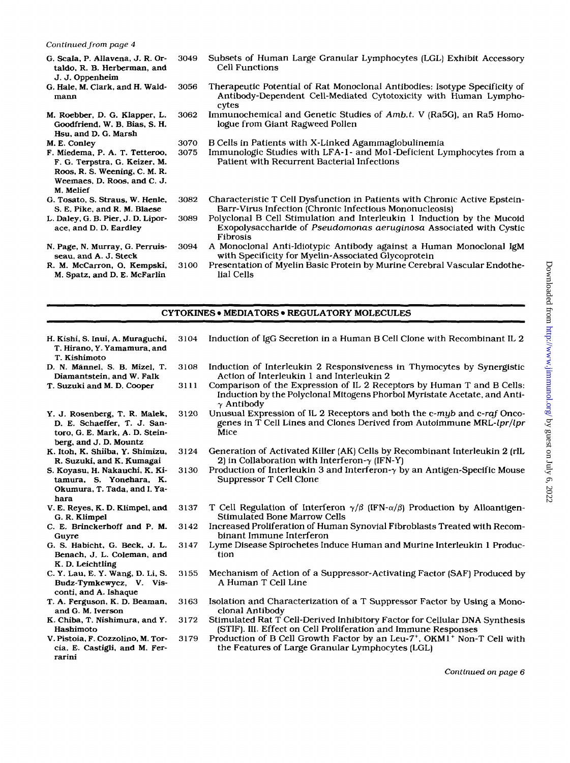*Continued from page 4*

| | | |
|---|---|---|
| G. Scala, P. Allavena, J. R. Ortaldo, R. B. Herberman, and J. J. Oppenheim | 3049 | Subsets of Human Large Granular Lymphocytes (LGL) Exhibit Accessory Cell Functions |
| G. Hale, M. Clark, and H. Waldmann | 3056 | Therapeutic Potential of Rat Monoclonal Antibodies: Isotype Specificity of Antibody-Dependent Cell-Mediated Cytotoxicity with Human Lymphocytes |
| M. Roebber, D. G. Klapper, L. Goodfriend, W. B. Bias, S. H. Hsu, and D. G. Marsh | 3062 | Immunochemical and Genetic Studies of *Amb.t.* V (Ra5G), an Ra5 Homologue from Giant Ragweed Pollen |
| M. E. Conley | 3070 | B Cells in Patients with X-Linked Agammaglobulinemia |
| F. Miedema, P. A. T. Tetteroo, F. G. Terpstra, G. Keizer, M. Roos, R. S. Weening, C. M. R. Weemaes, D. Roos, and C. J. M. Melief | 3075 | Immunologic Studies with LFA-1- and Mo1-Deficient Lymphocytes from a Patient with Recurrent Bacterial Infections |
| G. Tosato, S. Straus, W. Henle, S. E. Pike, and R. M. Blaese | 3082 | Characteristic T Cell Dysfunction in Patients with Chronic Active Epstein-Barr-Virus Infection (Chronic Infectious Mononucleosis) |
| L. Daley, G. B. Pier, J. D. Liporace, and D. D. Eardley | 3089 | Polyclonal B Cell Stimulation and Interleukin 1 Induction by the Mucoid Exopolysaccharide of *Pseudomonas aeruginosa* Associated with Cystic Fibrosis |
| N. Page, N. Murray, G. Perruisseau, and A. J. Steck | 3094 | A Monoclonal Anti-Idiotypic Antibody against a Human Monoclonal IgM with Specificity for Myelin-Associated Glycoprotein |
| R. M. McCarron, O. Kempski, M. Spatz, and D. E. McFarlin | 3100 | Presentation of Myelin Basic Protein by Murine Cerebral Vascular Endothelial Cells |

## CYTOKINES • MEDIATORS • REGULATORY MOLECULES

| | | |
|---|---|---|
| H. Kishi, S. Inui, A. Muraguchi, T. Hirano, Y. Yamamura, and T. Kishimoto | 3104 | Induction of IgG Secretion in a Human B Cell Clone with Recombinant IL 2 |
| D. N. Männel, S. B. Mizel, T. Diamantstein, and W. Falk | 3108 | Induction of Interleukin 2 Responsiveness in Thymocytes by Synergistic Action of Interleukin 1 and Interleukin 2 |
| T. Suzuki and M. D. Cooper | 3111 | Comparison of the Expression of IL 2 Receptors by Human T and B Cells: Induction by the Polyclonal Mitogens Phorbol Myristate Acetate, and Anti-$\gamma$ Antibody |
| Y. J. Rosenberg, T. R. Malek, D. E. Schaeffer, T. J. Santoro, G. E. Mark, A. D. Steinberg, and J. D. Mountz | 3120 | Unusual Expression of IL 2 Receptors and both the c-*myb* and c-*raf* Oncogenes in T Cell Lines and Clones Derived from Autoimmune MRL-*lpr/lpr* Mice |
| K. Itoh, K. Shiiba, Y. Shimizu, R. Suzuki, and K. Kumagai | 3124 | Generation of Activated Killer (AK) Cells by Recombinant Interleukin 2 (rIL 2) in Collaboration with Interferon-$\gamma$ (IFN-Y) |
| S. Koyasu, H. Nakauchi, K. Kitamura, S. Yonehara, K. Okumura, T. Tada, and I. Yahara | 3130 | Production of Interleukin 3 and Interferon-$\gamma$ by an Antigen-Specific Mouse Suppressor T Cell Clone |
| V. E. Reyes, K. D. Klimpel, and G. R. Klimpel | 3137 | T Cell Regulation of Interferon $\gamma/\beta$ (IFN-$\alpha/\beta$) Production by Alloantigen-Stimulated Bone Marrow Cells |
| C. E. Brinckerhoff and P. M. Guyre | 3142 | Increased Proliferation of Human Synovial Fibroblasts Treated with Recombinant Immune Interferon |
| G. S. Habicht, G. Beck, J. L. Benach, J. L. Coleman, and K. D. Leichtling | 3147 | Lyme Disease Spirochetes Induce Human and Murine Interleukin 1 Production |
| C. Y. Lau, E. Y. Wang, D. Li, S. Budz-Tymkewycz, V. Visconti, and A. Ishaque | 3155 | Mechanism of Action of a Suppressor-Activating Factor (SAF) Produced by A Human T Cell Line |
| T. A. Ferguson, K. D. Beaman, and G. M. Iverson | 3163 | Isolation and Characterization of a T Suppressor Factor by Using a Monoclonal Antibody |
| K. Chiba, T. Nishimura, and Y. Hashimoto | 3172 | Stimulated Rat T Cell-Derived Inhibitory Factor for Cellular DNA Synthesis (STIF). III. Effect on Cell Proliferation and Immune Responses |
| V. Pistoia, F. Cozzolino, M. Torcia, E. Castigli, and M. Ferrarini | 3179 | Production of B Cell Growth Factor by an Leu-7$^{+}$, OKM1$^{+}$ Non-T Cell with the Features of Large Granular Lymphocytes (LGL) |

*Continued on page 6*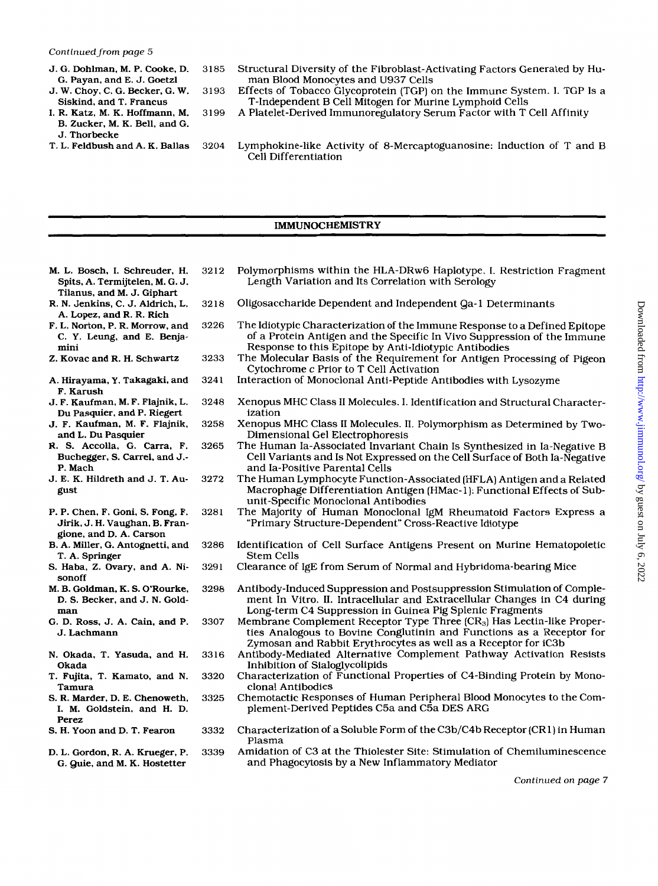*Continued from page 5*

| | | |
|---|---|---|
| J. G. Dohlman, M. P. Cooke, D. G. Payan, and E. J. Goetzl | 3185 | Structural Diversity of the Fibroblast-Activating Factors Generated by Human Blood Monocytes and U937 Cells |
| J. W. Choy, C. G. Becker, G. W. Siskind, and T. Francus | 3193 | Effects of Tobacco Glycoprotein (TGP) on the Immune System. I. TGP Is a T-Independent B Cell Mitogen for Murine Lymphoid Cells |
| I. R. Katz, M. K. Hoffmann, M. B. Zucker, M. K. Bell, and G. J. Thorbecke | 3199 | A Platelet-Derived Immunoregulatory Serum Factor with T Cell Affinity |
| T. L. Feldbush and A. K. Ballas | 3204 | Lymphokine-like Activity of 8-Mercaptoguanosine: Induction of T and B Cell Differentiation |

## IMMUNOCHEMISTRY

| | | |
|---|---|---|
| M. L. Bosch, I. Schreuder, H. Spits, A. Termijtelen, M. G. J. Tilanus, and M. J. Giphart | 3212 | Polymorphisms within the HLA-DRw6 Haplotype. I. Restriction Fragment Length Variation and Its Correlation with Serology |
| R. N. Jenkins, C. J. Aldrich, L. A. Lopez, and R. R. Rich | 3218 | Oligosaccharide Dependent and Independent Qa-1 Determinants |
| F. L. Norton, P. R. Morrow, and C. Y. Leung, and E. Benjamini | 3226 | The Idiotypic Characterization of the Immune Response to a Defined Epitope of a Protein Antigen and the Specific In Vivo Suppression of the Immune Response to this Epitope by Anti-Idiotypic Antibodies |
| Z. Kovac and R. H. Schwartz | 3233 | The Molecular Basis of the Requirement for Antigen Processing of Pigeon Cytochrome *c* Prior to T Cell Activation |
| A. Hirayama, Y. Takagaki, and F. Karush | 3241 | Interaction of Monoclonal Anti-Peptide Antibodies with Lysozyme |
| J. F. Kaufman, M. F. Flajnik, L. Du Pasquier, and P. Riegert | 3248 | Xenopus MHC Class II Molecules. I. Identification and Structural Characterization |
| J. F. Kaufman, M. F. Flajnik, and L. Du Pasquier | 3258 | Xenopus MHC Class II Molecules. II. Polymorphism as Determined by Two-Dimensional Gel Electrophoresis |
| R. S. Accolla, G. Carra, F. Buchegger, S. Carrel, and J.-P. Mach | 3265 | The Human Ia-Associated Invariant Chain Is Synthesized in Ia-Negative B Cell Variants and Is Not Expressed on the Cell Surface of Both Ia-Negative and Ia-Positive Parental Cells |
| J. E. K. Hildreth and J. T. August | 3272 | The Human Lymphocyte Function-Associated (HFLA) Antigen and a Related Macrophage Differentiation Antigen (HMac-1): Functional Effects of Subunit-Specific Monoclonal Antibodies |
| P. P. Chen, F. Goni, S. Fong, F. Jirik, J. H. Vaughan, B. Frangione, and D. A. Carson | 3281 | The Majority of Human Monoclonal IgM Rheumatoid Factors Express a "Primary Structure-Dependent" Cross-Reactive Idiotype |
| B. A. Miller, G. Antognetti, and T. A. Springer | 3286 | Identification of Cell Surface Antigens Present on Murine Hematopoietic Stem Cells |
| S. Haba, Z. Ovary, and A. Nisonoff | 3291 | Clearance of IgE from Serum of Normal and Hybridoma-bearing Mice |
| M. B. Goldman, K. S. O'Rourke, D. S. Becker, and J. N. Goldman | 3298 | Antibody-Induced Suppression and Postsuppression Stimulation of Complement In Vitro. II. Intracellular and Extracellular Changes in C4 during Long-term C4 Suppression in Guinea Pig Splenic Fragments |
| G. D. Ross, J. A. Cain, and P. J. Lachmann | 3307 | Membrane Complement Receptor Type Three ($CR_3$) Has Lectin-like Properties Analogous to Bovine Conglutinin and Functions as a Receptor for Zymosan and Rabbit Erythrocytes as well as a Receptor for iC3b |
| N. Okada, T. Yasuda, and H. Okada | 3316 | Antibody-Mediated Alternative Complement Pathway Activation Resists Inhibition of Sialoglycolipids |
| T. Fujita, T. Kamato, and N. Tamura | 3320 | Characterization of Functional Properties of C4-Binding Protein by Monoclonal Antibodies |
| S. R. Marder, D. E. Chenoweth, I. M. Goldstein, and H. D. Perez | 3325 | Chemotactic Responses of Human Peripheral Blood Monocytes to the Complement-Derived Peptides C5a and C5a DES ARG |
| S. H. Yoon and D. T. Fearon | 3332 | Characterization of a Soluble Form of the C3b/C4b Receptor (CR1) in Human Plasma |
| D. L. Gordon, R. A. Krueger, P. G. Quie, and M. K. Hostetter | 3339 | Amidation of C3 at the Thiolester Site: Stimulation of Chemiluminescence and Phagocytosis by a New Inflammatory Mediator |

*Continued on page 7*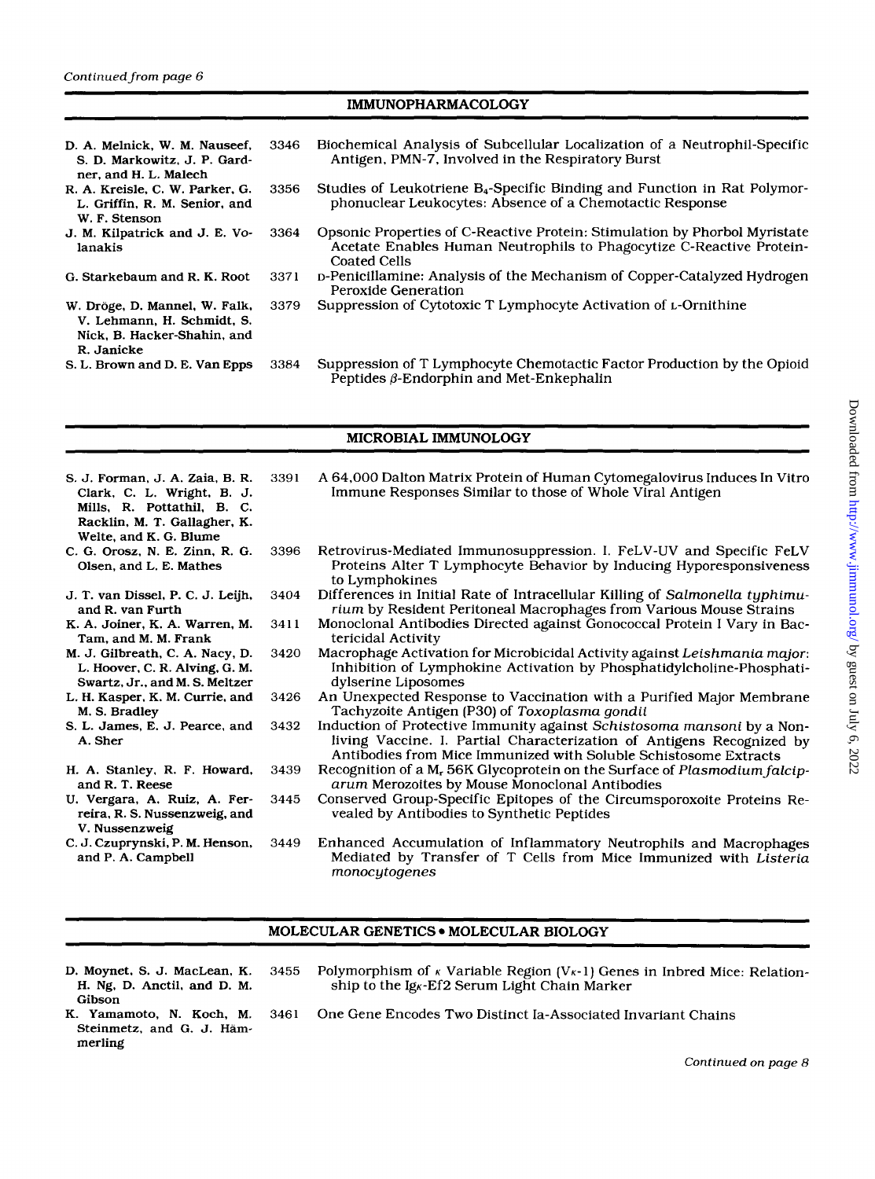*Continued from page 6*

## IMMUNOPHARMACOLOGY

| Authors | Page | Title |
|---|---|---|
| D. A. Melnick, W. M. Nauseef, S. D. Markowitz, J. P. Gardner, and H. L. Malech | 3346 | Biochemical Analysis of Subcellular Localization of a Neutrophil-Specific Antigen, PMN-7, Involved in the Respiratory Burst |
| R. A. Kreisle, C. W. Parker, G. L. Griffin, R. M. Senior, and W. F. Stenson | 3356 | Studies of Leukotriene $B_4$-Specific Binding and Function in Rat Polymorphonuclear Leukocytes: Absence of a Chemotactic Response |
| J. M. Kilpatrick and J. E. Volanakis | 3364 | Opsonic Properties of C-Reactive Protein: Stimulation by Phorbol Myristate Acetate Enables Human Neutrophils to Phagocytize C-Reactive Protein-Coated Cells |
| G. Starkebaum and R. K. Root | 3371 | D-Penicillamine: Analysis of the Mechanism of Copper-Catalyzed Hydrogen Peroxide Generation |
| W. Dröge, D. Mannel, W. Falk, V. Lehmann, H. Schmidt, S. Nick, B. Hacker-Shahin, and R. Janicke | 3379 | Suppression of Cytotoxic T Lymphocyte Activation of L-Ornithine |
| S. L. Brown and D. E. Van Epps | 3384 | Suppression of T Lymphocyte Chemotactic Factor Production by the Opioid Peptides β-Endorphin and Met-Enkephalin |

## MICROBIAL IMMUNOLOGY

| Authors | Page | Title |
|---|---|---|
| S. J. Forman, J. A. Zaia, B. R. Clark, C. L. Wright, B. J. Mills, R. Pottathil, B. C. Racklin, M. T. Gallagher, K. Welte, and K. G. Blume | 3391 | A 64,000 Dalton Matrix Protein of Human Cytomegalovirus Induces In Vitro Immune Responses Similar to those of Whole Viral Antigen |
| C. G. Orosz, N. E. Zinn, R. G. Olsen, and L. E. Mathes | 3396 | Retrovirus-Mediated Immunosuppression. I. FeLV-UV and Specific FeLV Proteins Alter T Lymphocyte Behavior by Inducing Hyporesponsiveness to Lymphokines |
| J. T. van Dissel, P. C. J. Leijh, and R. van Furth | 3404 | Differences in Initial Rate of Intracellular Killing of *Salmonella typhimurium* by Resident Peritoneal Macrophages from Various Mouse Strains |
| K. A. Joiner, K. A. Warren, M. Tam, and M. M. Frank | 3411 | Monoclonal Antibodies Directed against Gonococcal Protein I Vary in Bactericidal Activity |
| M. J. Gilbreath, C. A. Nacy, D. L. Hoover, C. R. Alving, G. M. Swartz, Jr., and M. S. Meltzer | 3420 | Macrophage Activation for Microbicidal Activity against *Leishmania major*: Inhibition of Lymphokine Activation by Phosphatidylcholine-Phosphatidylserine Liposomes |
| L. H. Kasper, K. M. Currie, and M. S. Bradley | 3426 | An Unexpected Response to Vaccination with a Purified Major Membrane Tachyzoite Antigen (P30) of *Toxoplasma gondii* |
| S. L. James, E. J. Pearce, and A. Sher | 3432 | Induction of Protective Immunity against *Schistosoma mansoni* by a Nonliving Vaccine. I. Partial Characterization of Antigens Recognized by Antibodies from Mice Immunized with Soluble Schistosome Extracts |
| H. A. Stanley, R. F. Howard, and R. T. Reese | 3439 | Recognition of a $M_r$ 56K Glycoprotein on the Surface of *Plasmodium falciparum* Merozoites by Mouse Monoclonal Antibodies |
| U. Vergara, A. Ruiz, A. Ferreira, R. S. Nussenzweig, and V. Nussenzweig | 3445 | Conserved Group-Specific Epitopes of the Circumsporoxoite Proteins Revealed by Antibodies to Synthetic Peptides |
| C. J. Czuprynski, P. M. Henson, and P. A. Campbell | 3449 | Enhanced Accumulation of Inflammatory Neutrophils and Macrophages Mediated by Transfer of T Cells from Mice Immunized with *Listeria monocytogenes* |

## MOLECULAR GENETICS • MOLECULAR BIOLOGY

| Authors | Page | Title |
|---|---|---|
| D. Moynet, S. J. MacLean, K. H. Ng, D. Anctil, and D. M. Gibson | 3455 | Polymorphism of κ Variable Region (Vκ-1) Genes in Inbred Mice: Relationship to the Igκ-Ef2 Serum Light Chain Marker |
| K. Yamamoto, N. Koch, M. Steinmetz, and G. J. Hämmerling | 3461 | One Gene Encodes Two Distinct Ia-Associated Invariant Chains |

*Continued on page 8*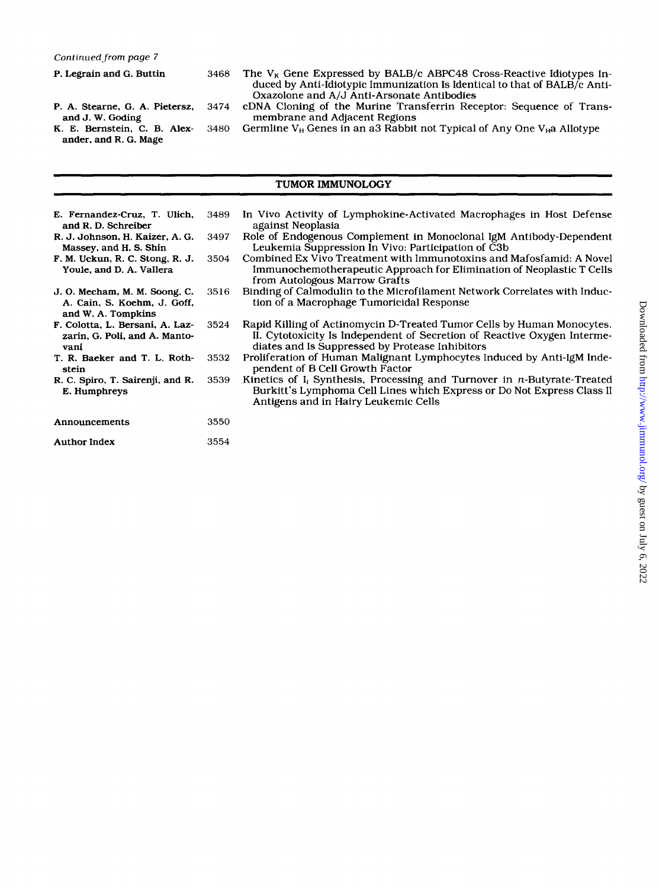*Continued from page 7*

| | | |
|---|---|---|
| **P. Legrain and G. Buttin** | 3468 | The $V_K$ Gene Expressed by BALB/c ABPC48 Cross-Reactive Idiotypes Induced by Anti-Idiotypic Immunization Is Identical to that of BALB/c Anti-Oxazolone and A/J Anti-Arsonate Antibodies |
| **P. A. Stearne, G. A. Pietersz, and J. W. Goding** | 3474 | cDNA Cloning of the Murine Transferrin Receptor: Sequence of Transmembrane and Adjacent Regions |
| **K. E. Bernstein, C. B. Alexander, and R. G. Mage** | 3480 | Germline $V_H$ Genes in an a3 Rabbit not Typical of Any One $V_Ha$ Allotype |

## TUMOR IMMUNOLOGY

| | | |
|---|---|---|
| **E. Fernandez-Cruz, T. Ulich, and R. D. Schreiber** | 3489 | In Vivo Activity of Lymphokine-Activated Macrophages in Host Defense against Neoplasia |
| **R. J. Johnson, H. Kaizer, A. G. Massey, and H. S. Shin** | 3497 | Role of Endogenous Complement in Monoclonal IgM Antibody-Dependent Leukemia Suppression In Vivo: Participation of C3b |
| **F. M. Uckun, R. C. Stong, R. J. Youle, and D. A. Vallera** | 3504 | Combined Ex Vivo Treatment with Immunotoxins and Mafosfamid: A Novel Immunochemotherapeutic Approach for Elimination of Neoplastic T Cells from Autologous Marrow Grafts |
| **J. O. Mecham, M. M. Soong, C. A. Cain, S. Koehm, J. Goff, and W. A. Tompkins** | 3516 | Binding of Calmodulin to the Microfilament Network Correlates with Induction of a Macrophage Tumoricidal Response |
| **F. Colotta, L. Bersani, A. Lazzarin, G. Poli, and A. Mantovani** | 3524 | Rapid Killing of Actinomycin D-Treated Tumor Cells by Human Monocytes. II. Cytotoxicity Is Independent of Secretion of Reactive Oxygen Intermediates and Is Suppressed by Protease Inhibitors |
| **T. R. Baeker and T. L. Rothstein** | 3532 | Proliferation of Human Malignant Lymphocytes Induced by Anti-IgM Independent of B Cell Growth Factor |
| **R. C. Spiro, T. Sairenji, and R. E. Humphreys** | 3539 | Kinetics of $I_i$ Synthesis, Processing and Turnover in *n*-Butyrate-Treated Burkitt's Lymphoma Cell Lines which Express or Do Not Express Class II Antigens and in Hairy Leukemic Cells |

| | |
|---|---|
| **Announcements** | 3550 |
| **Author Index** | 3554 |